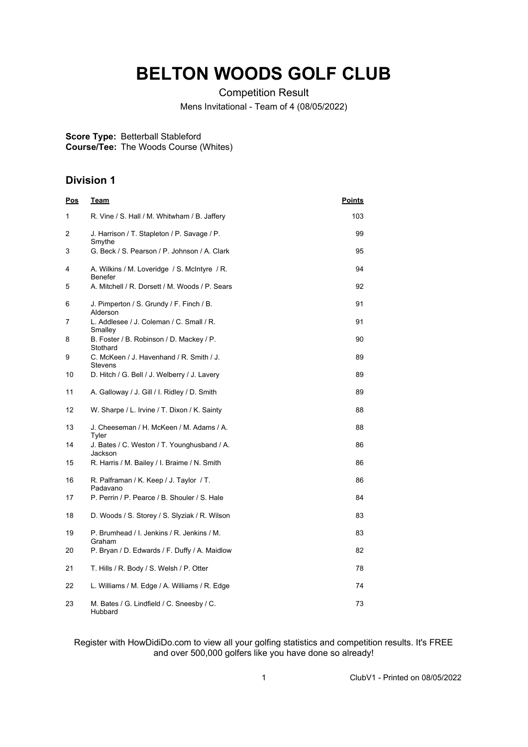# BELTON WOODS GOLF CLUB

Competition Result

Mens Invitational - Team of 4 (08/05/2022)

**Score Type:** Betterball Stableford
**Course/Tee:** The Woods Course (Whites)

## Division 1

| Pos | Team | Points |
|---|---|---|
| 1 | R. Vine / S. Hall / M. Whitwham / B. Jaffery | 103 |
| 2 | J. Harrison / T. Stapleton / P. Savage / P. Smythe | 99 |
| 3 | G. Beck / S. Pearson / P. Johnson / A. Clark | 95 |
| 4 | A. Wilkins / M. Loveridge / S. McIntyre / R. Benefer | 94 |
| 5 | A. Mitchell / R. Dorsett / M. Woods / P. Sears | 92 |
| 6 | J. Pimperton / S. Grundy / F. Finch / B. Alderson | 91 |
| 7 | L. Addlesee / J. Coleman / C. Small / R. Smalley | 91 |
| 8 | B. Foster / B. Robinson / D. Mackey / P. Stothard | 90 |
| 9 | C. McKeen / J. Havenhand / R. Smith / J. Stevens | 89 |
| 10 | D. Hitch / G. Bell / J. Welberry / J. Lavery | 89 |
| 11 | A. Galloway / J. Gill / I. Ridley / D. Smith | 89 |
| 12 | W. Sharpe / L. Irvine / T. Dixon / K. Sainty | 88 |
| 13 | J. Cheeseman / H. McKeen / M. Adams / A. Tyler | 88 |
| 14 | J. Bates / C. Weston / T. Younghusband / A. Jackson | 86 |
| 15 | R. Harris / M. Bailey / I. Braime / N. Smith | 86 |
| 16 | R. Palframan / K. Keep / J. Taylor / T. Padavano | 86 |
| 17 | P. Perrin / P. Pearce / B. Shouler / S. Hale | 84 |
| 18 | D. Woods / S. Storey / S. Slyziak / R. Wilson | 83 |
| 19 | P. Brumhead / I. Jenkins / R. Jenkins / M. Graham | 83 |
| 20 | P. Bryan / D. Edwards / F. Duffy / A. Maidlow | 82 |
| 21 | T. Hills / R. Body / S. Welsh / P. Otter | 78 |
| 22 | L. Williams / M. Edge / A. Williams / R. Edge | 74 |
| 23 | M. Bates / G. Lindfield / C. Sneesby / C. Hubbard | 73 |

Register with HowDidiDo.com to view all your golfing statistics and competition results. It's FREE and over 500,000 golfers like you have done so already!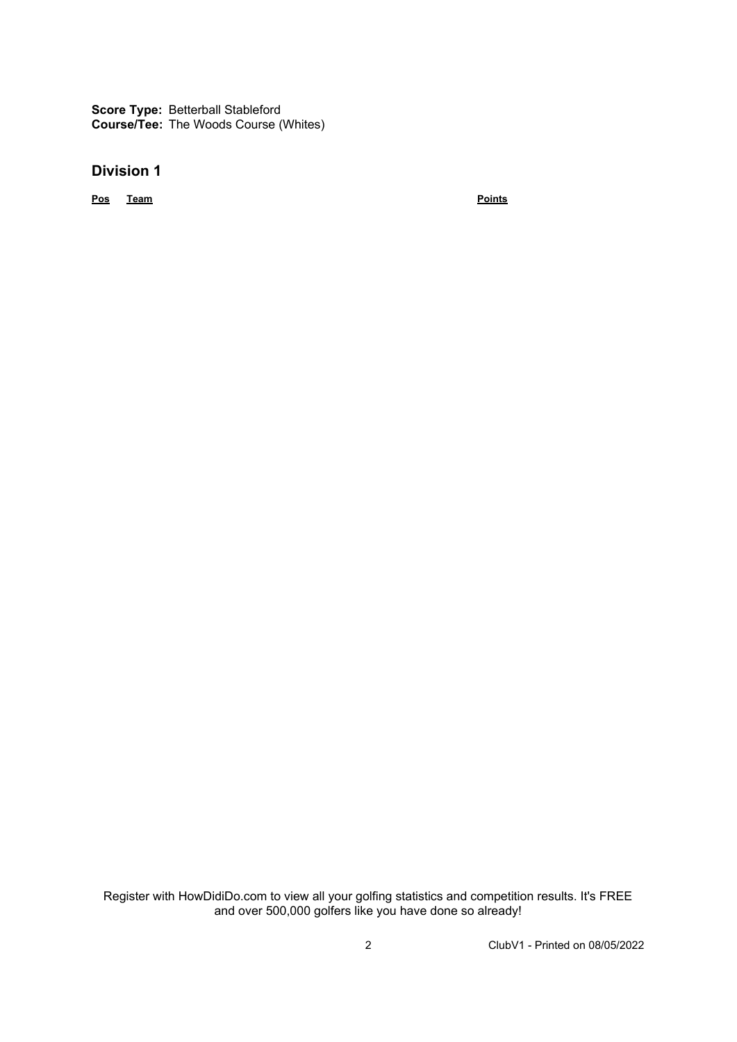**Score Type:** Betterball Stableford
**Course/Tee:** The Woods Course (Whites)

## Division 1

| Pos | Team | Points |
|---|---|---|

Register with HowDidiDo.com to view all your golfing statistics and competition results. It's FREE and over 500,000 golfers like you have done so already!